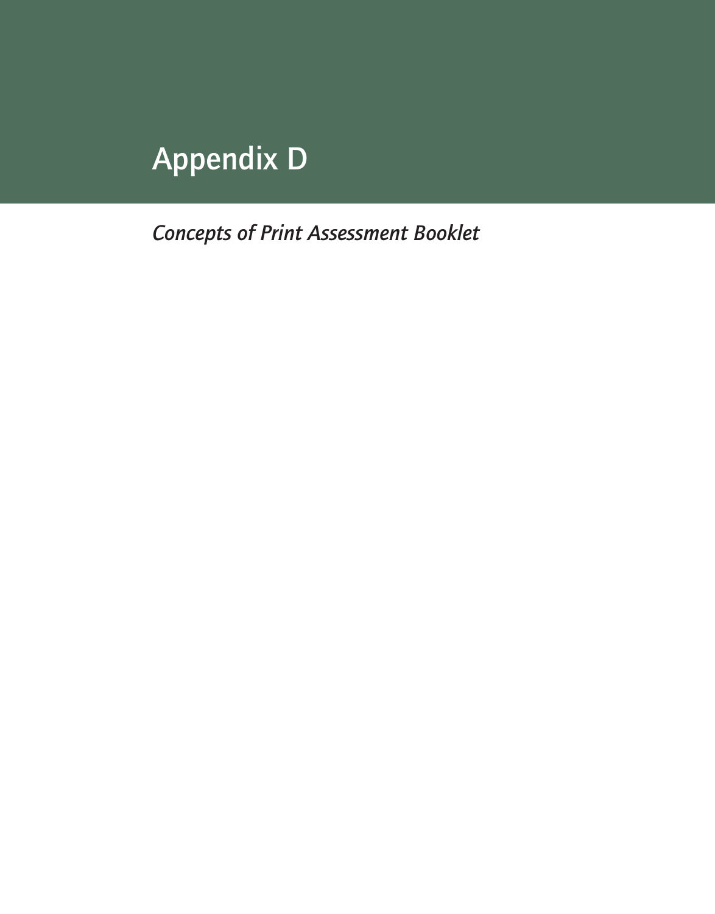# Appendix D

*Concepts of Print Assessment Booklet*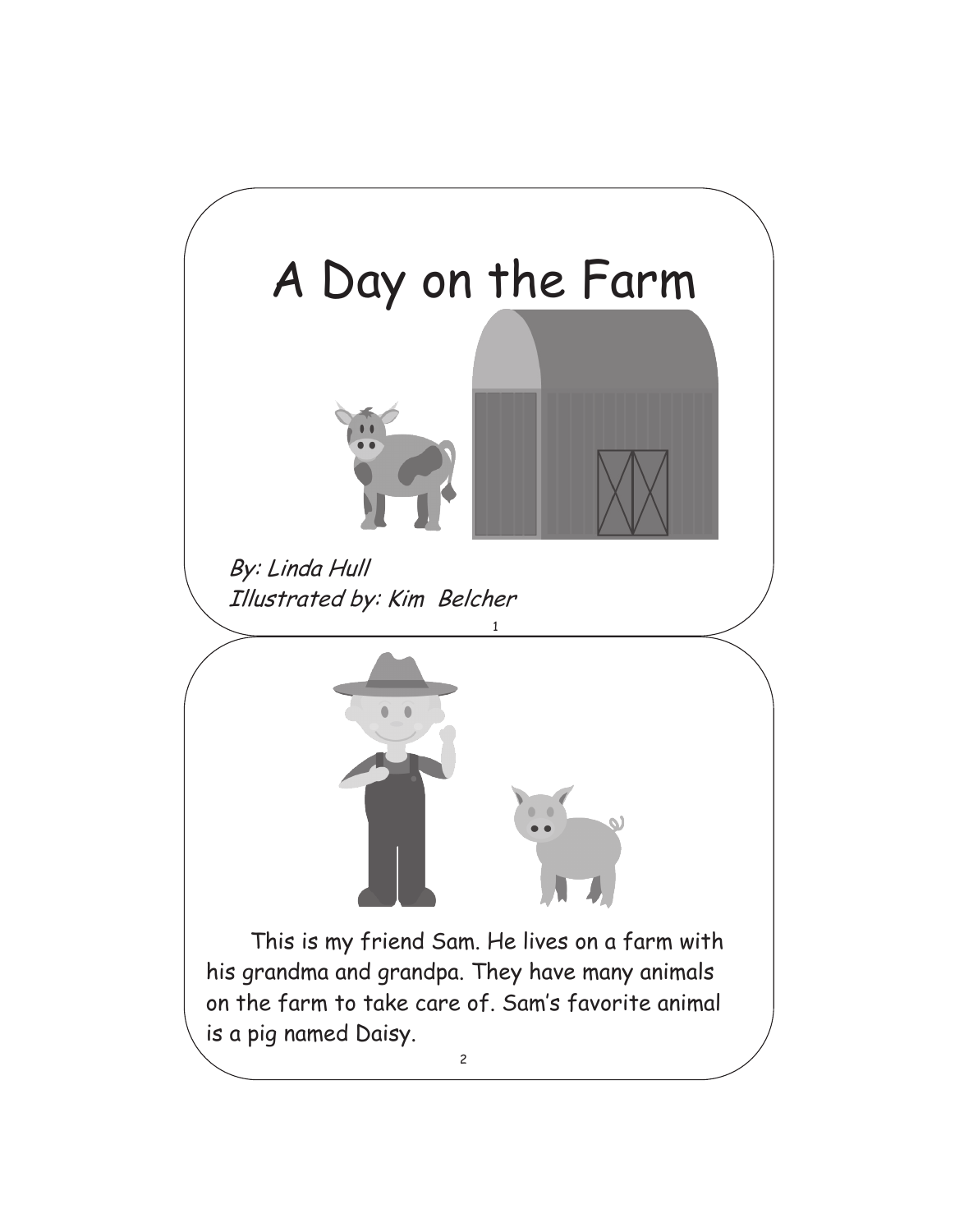# A Day on the Farm

*By: Linda Hull*
*Illustrated by: Kim Belcher*

This is my friend Sam. He lives on a farm with his grandma and grandpa. They have many animals on the farm to take care of. Sam's favorite animal is a pig named Daisy.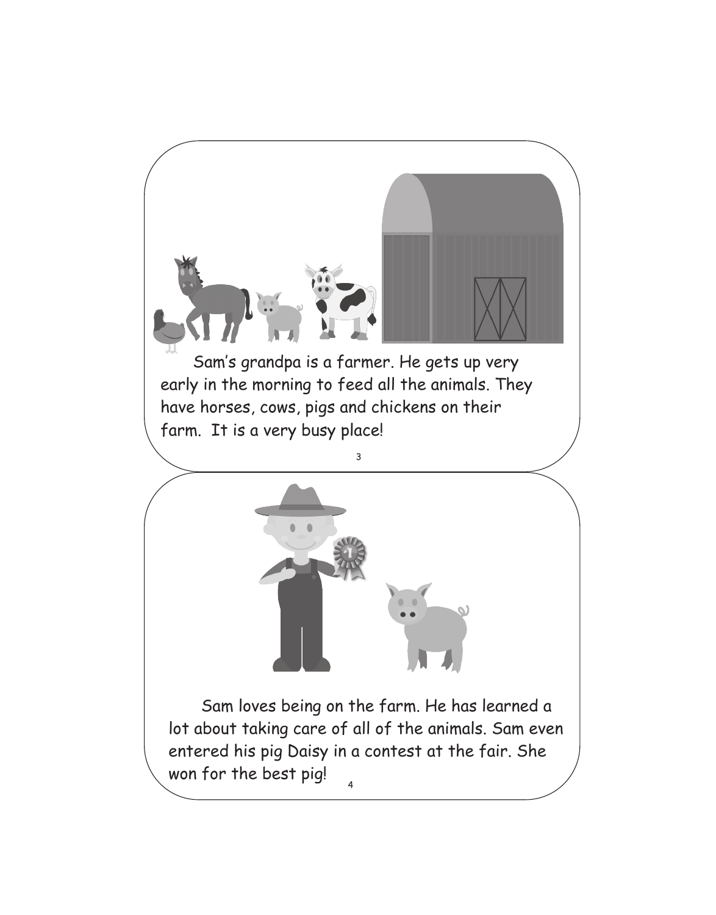Sam's grandpa is a farmer. He gets up very early in the morning to feed all the animals. They have horses, cows, pigs and chickens on their farm.  It is a very busy place!

Sam loves being on the farm. He has learned a lot about taking care of all of the animals. Sam even entered his pig Daisy in a contest at the fair. She won for the best pig!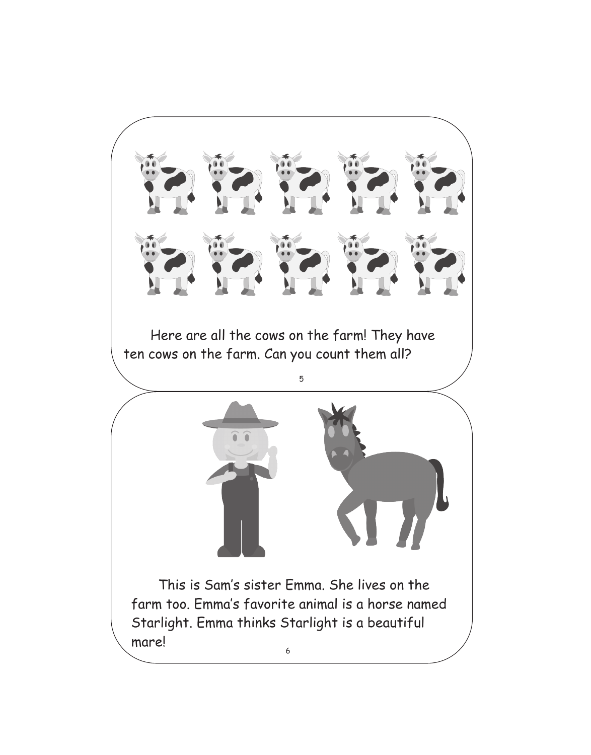Here are all the cows on the farm! They have ten cows on the farm. Can you count them all?

This is Sam's sister Emma. She lives on the farm too. Emma's favorite animal is a horse named Starlight. Emma thinks Starlight is a beautiful mare!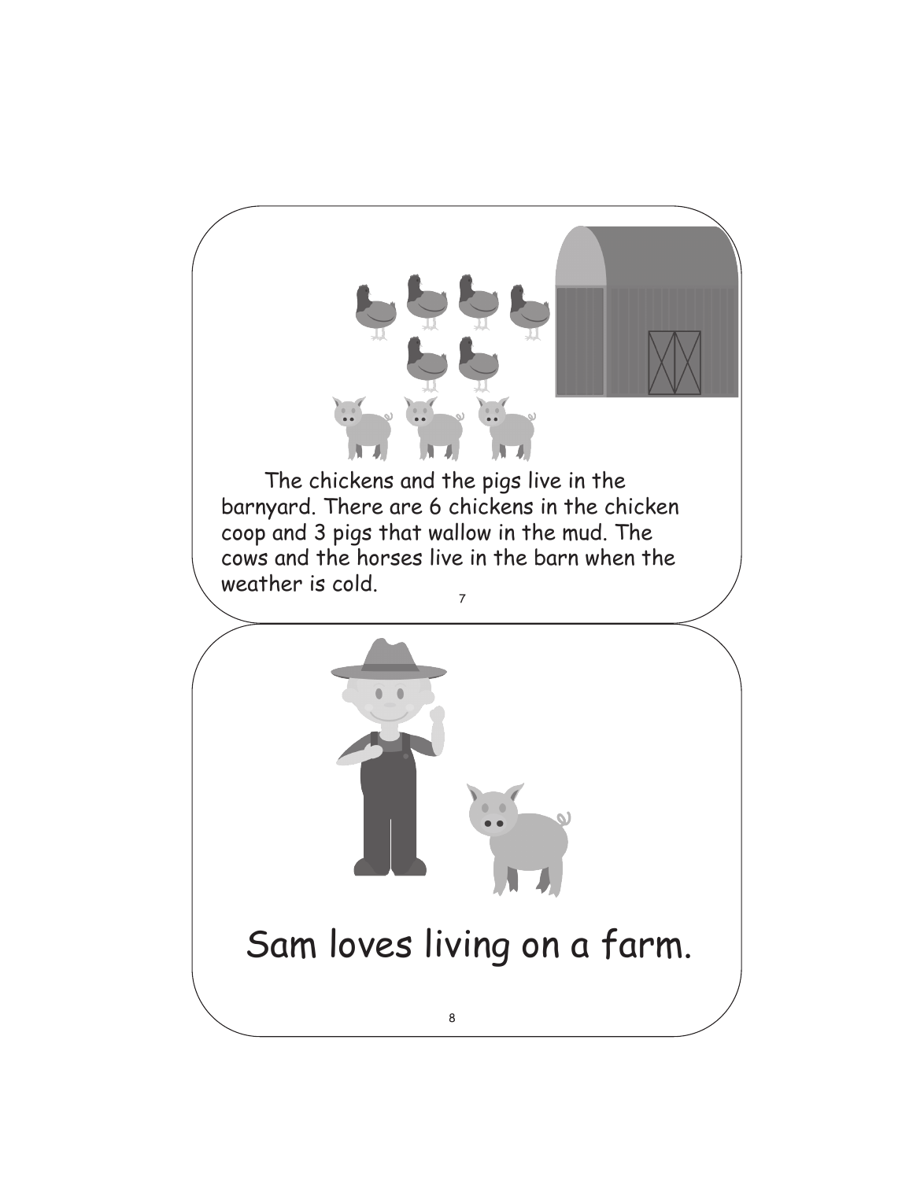The chickens and the pigs live in the barnyard. There are 6 chickens in the chicken coop and 3 pigs that wallow in the mud. The cows and the horses live in the barn when the weather is cold.

Sam loves living on a farm.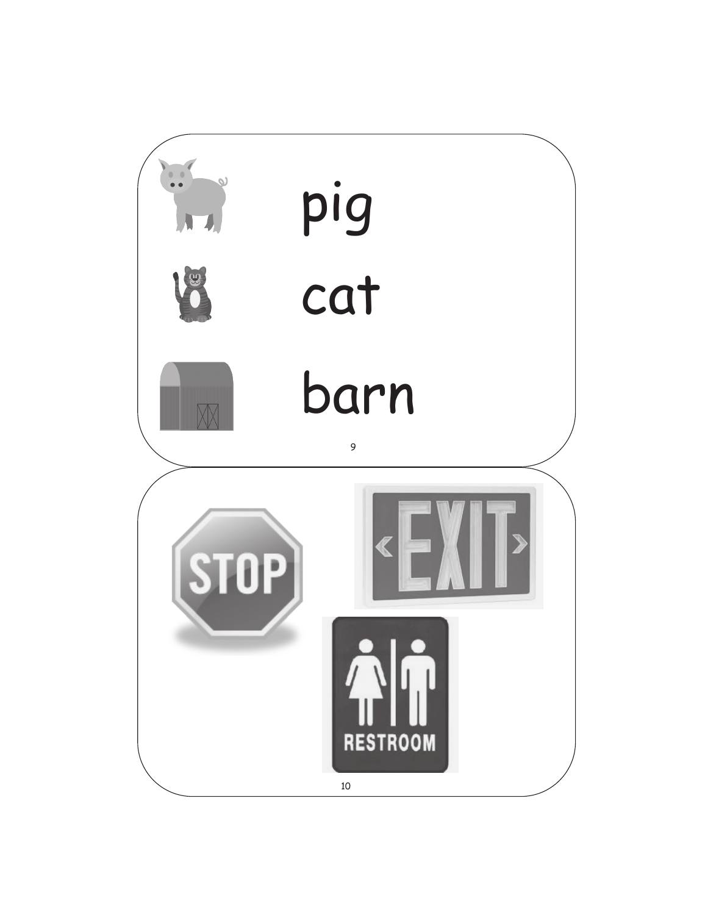pig

cat

barn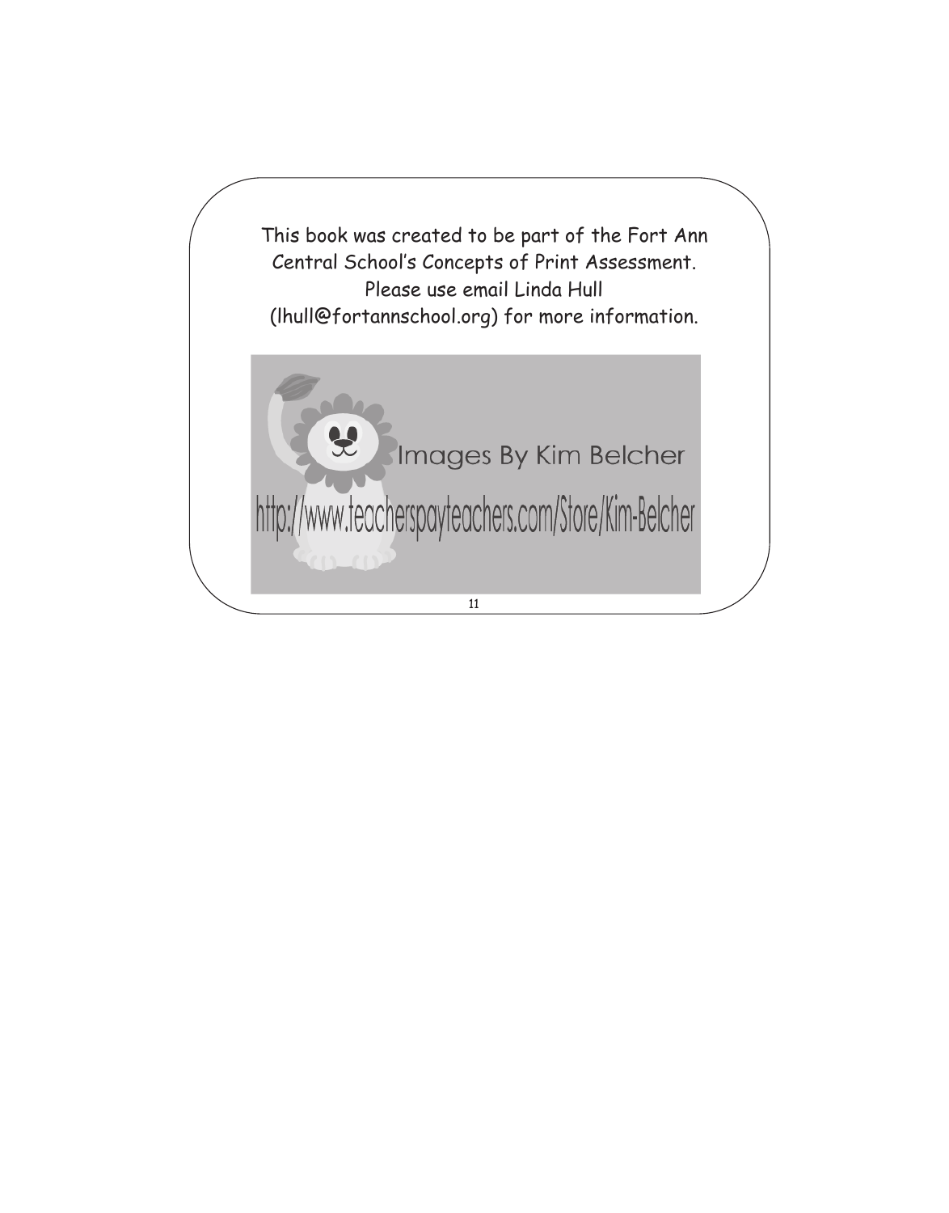This book was created to be part of the Fort Ann Central School's Concepts of Print Assessment. Please use email Linda Hull (lhull@fortannschool.org) for more information.

Images By Kim Belcher

http://www.teacherspayteachers.com/Store/Kim-Belcher